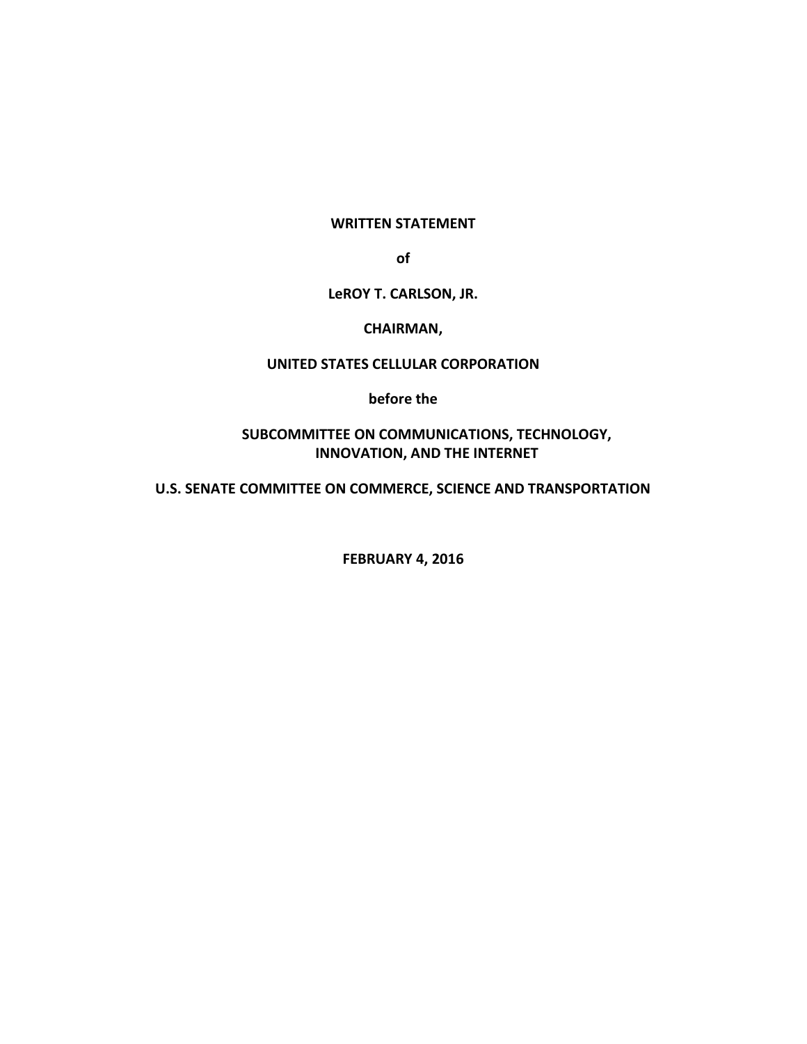**WRITTEN STATEMENT**

**of**

**LeROY T. CARLSON, JR.**

**CHAIRMAN,**

**UNITED STATES CELLULAR CORPORATION**

**before the**

**SUBCOMMITTEE ON COMMUNICATIONS, TECHNOLOGY, INNOVATION, AND THE INTERNET**

**U.S. SENATE COMMITTEE ON COMMERCE, SCIENCE AND TRANSPORTATION**

**FEBRUARY 4, 2016**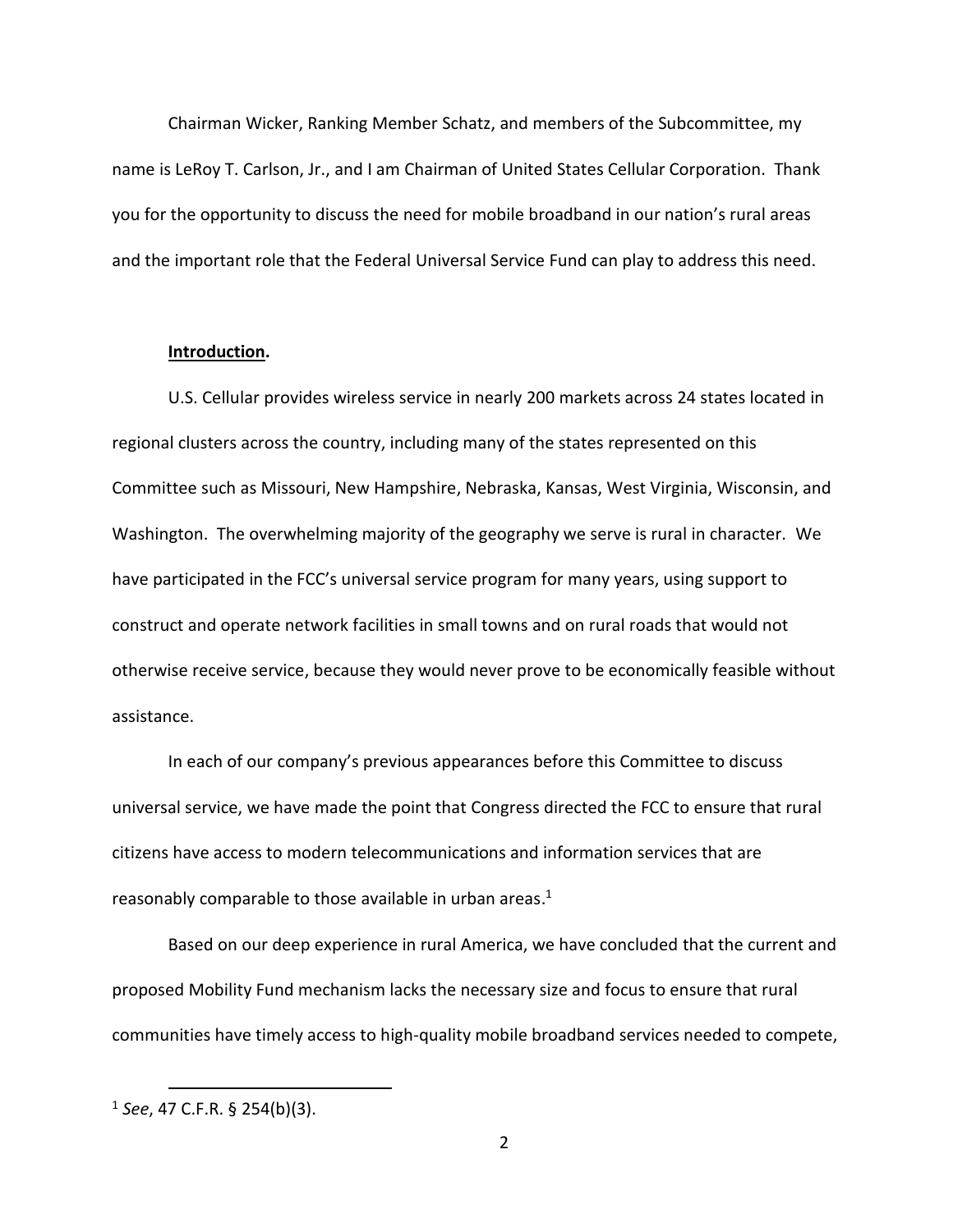Chairman Wicker, Ranking Member Schatz, and members of the Subcommittee, my name is LeRoy T. Carlson, Jr., and I am Chairman of United States Cellular Corporation. Thank you for the opportunity to discuss the need for mobile broadband in our nation's rural areas and the important role that the Federal Universal Service Fund can play to address this need.

**Introduction.**

U.S. Cellular provides wireless service in nearly 200 markets across 24 states located in regional clusters across the country, including many of the states represented on this Committee such as Missouri, New Hampshire, Nebraska, Kansas, West Virginia, Wisconsin, and Washington. The overwhelming majority of the geography we serve is rural in character. We have participated in the FCC's universal service program for many years, using support to construct and operate network facilities in small towns and on rural roads that would not otherwise receive service, because they would never prove to be economically feasible without assistance.

In each of our company's previous appearances before this Committee to discuss universal service, we have made the point that Congress directed the FCC to ensure that rural citizens have access to modern telecommunications and information services that are reasonably comparable to those available in urban areas.[1]

Based on our deep experience in rural America, we have concluded that the current and proposed Mobility Fund mechanism lacks the necessary size and focus to ensure that rural communities have timely access to high-quality mobile broadband services needed to compete,

[1] *See*, 47 C.F.R. § 254(b)(3).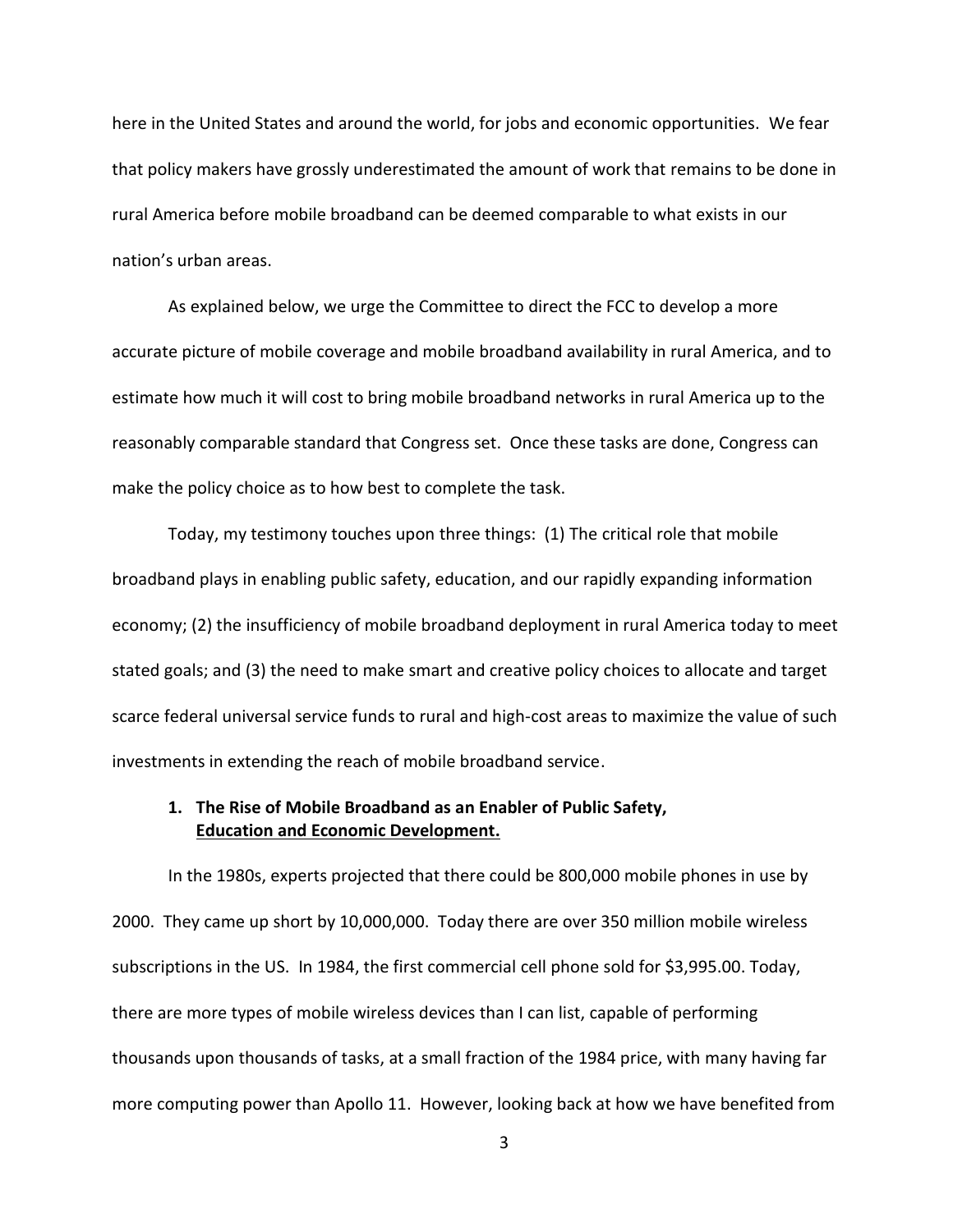here in the United States and around the world, for jobs and economic opportunities. We fear that policy makers have grossly underestimated the amount of work that remains to be done in rural America before mobile broadband can be deemed comparable to what exists in our nation's urban areas.

As explained below, we urge the Committee to direct the FCC to develop a more accurate picture of mobile coverage and mobile broadband availability in rural America, and to estimate how much it will cost to bring mobile broadband networks in rural America up to the reasonably comparable standard that Congress set. Once these tasks are done, Congress can make the policy choice as to how best to complete the task.

Today, my testimony touches upon three things: (1) The critical role that mobile broadband plays in enabling public safety, education, and our rapidly expanding information economy; (2) the insufficiency of mobile broadband deployment in rural America today to meet stated goals; and (3) the need to make smart and creative policy choices to allocate and target scarce federal universal service funds to rural and high-cost areas to maximize the value of such investments in extending the reach of mobile broadband service.

## 1. The Rise of Mobile Broadband as an Enabler of Public Safety, Education and Economic Development.

In the 1980s, experts projected that there could be 800,000 mobile phones in use by 2000. They came up short by 10,000,000. Today there are over 350 million mobile wireless subscriptions in the US. In 1984, the first commercial cell phone sold for $3,995.00. Today, there are more types of mobile wireless devices than I can list, capable of performing thousands upon thousands of tasks, at a small fraction of the 1984 price, with many having far more computing power than Apollo 11. However, looking back at how we have benefited from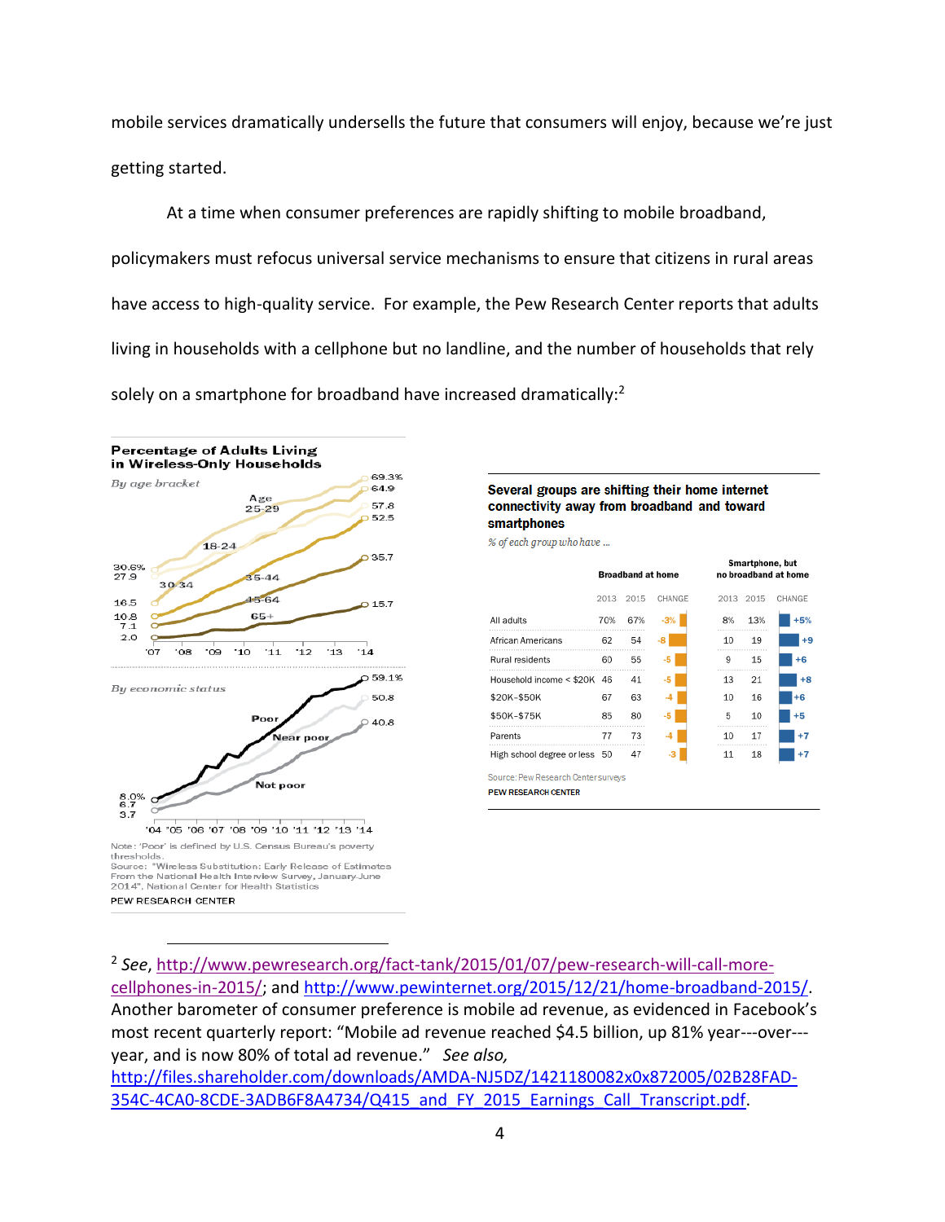mobile services dramatically undersells the future that consumers will enjoy, because we're just getting started.

At a time when consumer preferences are rapidly shifting to mobile broadband, policymakers must refocus universal service mechanisms to ensure that citizens in rural areas have access to high-quality service. For example, the Pew Research Center reports that adults living in households with a cellphone but no landline, and the number of households that rely solely on a smartphone for broadband have increased dramatically:[2]

**Percentage of Adults Living in Wireless-Only Households**

*By age bracket*

Age 25-29: 30.6% ('07) → 69.3% ('14)
18-24: 27.9 → 64.9
30-34: 16.5 → 57.8
35-44: 10.8 → 52.5
45-64: 7.1 → 35.7
65+: 2.0 → 15.7

'07 '08 '09 '10 '11 '12 '13 '14

*By economic status*

Poor: 8.0% ('04) → 59.1% ('14)
Near poor: 6.7 → 50.8
Not poor: 3.7 → 40.8

'04 '05 '06 '07 '08 '09 '10 '11 '12 '13 '14

Note: 'Poor' is defined by U.S. Census Bureau's poverty thresholds.
Source: "Wireless Substitution: Early Release of Estimates From the National Health Interview Survey, January-June 2014", National Center for Health Statistics
PEW RESEARCH CENTER

**Several groups are shifting their home internet connectivity away from broadband and toward smartphones**

*% of each group who have ...*

| | Broadband at home | | | Smartphone, but no broadband at home | | |
|---|---|---|---|---|---|---|
| | 2013 | 2015 | CHANGE | 2013 | 2015 | CHANGE |
| All adults | 70% | 67% | -3% | 8% | 13% | +5% |
| African Americans | 62 | 54 | -8 | 10 | 19 | +9 |
| Rural residents | 60 | 55 | -5 | 9 | 15 | +6 |
| Household income < $20K | 46 | 41 | -5 | 13 | 21 | +8 |
| $20K–$50K | 67 | 63 | -4 | 10 | 16 | +6 |
| $50K–$75K | 85 | 80 | -5 | 5 | 10 | +5 |
| Parents | 77 | 73 | -4 | 10 | 17 | +7 |
| High school degree or less | 50 | 47 | -3 | 11 | 18 | +7 |

Source: Pew Research Center surveys
PEW RESEARCH CENTER

---

[2] *See*, http://www.pewresearch.org/fact-tank/2015/01/07/pew-research-will-call-more-cellphones-in-2015/; and http://www.pewinternet.org/2015/12/21/home-broadband-2015/. Another barometer of consumer preference is mobile ad revenue, as evidenced in Facebook's most recent quarterly report: "Mobile ad revenue reached $4.5 billion, up 81% year---over---year, and is now 80% of total ad revenue." *See also,* http://files.shareholder.com/downloads/AMDA-NJ5DZ/1421180082x0x872005/02B28FAD-354C-4CA0-8CDE-3ADB6F8A4734/Q415_and_FY_2015_Earnings_Call_Transcript.pdf.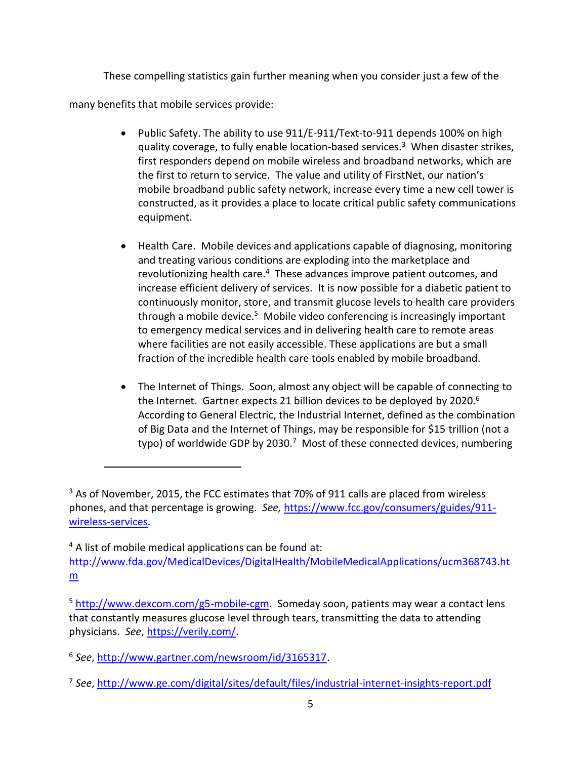These compelling statistics gain further meaning when you consider just a few of the many benefits that mobile services provide:

- Public Safety. The ability to use 911/E-911/Text-to-911 depends 100% on high quality coverage, to fully enable location-based services.[3] When disaster strikes, first responders depend on mobile wireless and broadband networks, which are the first to return to service. The value and utility of FirstNet, our nation's mobile broadband public safety network, increase every time a new cell tower is constructed, as it provides a place to locate critical public safety communications equipment.

- Health Care. Mobile devices and applications capable of diagnosing, monitoring and treating various conditions are exploding into the marketplace and revolutionizing health care.[4] These advances improve patient outcomes, and increase efficient delivery of services. It is now possible for a diabetic patient to continuously monitor, store, and transmit glucose levels to health care providers through a mobile device.[5] Mobile video conferencing is increasingly important to emergency medical services and in delivering health care to remote areas where facilities are not easily accessible. These applications are but a small fraction of the incredible health care tools enabled by mobile broadband.

- The Internet of Things. Soon, almost any object will be capable of connecting to the Internet. Gartner expects 21 billion devices to be deployed by 2020.[6] According to General Electric, the Industrial Internet, defined as the combination of Big Data and the Internet of Things, may be responsible for $15 trillion (not a typo) of worldwide GDP by 2030.[7] Most of these connected devices, numbering

---

[3] As of November, 2015, the FCC estimates that 70% of 911 calls are placed from wireless phones, and that percentage is growing. *See,* https://www.fcc.gov/consumers/guides/911-wireless-services.

[4] A list of mobile medical applications can be found at: http://www.fda.gov/MedicalDevices/DigitalHealth/MobileMedicalApplications/ucm368743.htm

[5] http://www.dexcom.com/g5-mobile-cgm. Someday soon, patients may wear a contact lens that constantly measures glucose level through tears, transmitting the data to attending physicians. *See*, https://verily.com/.

[6] *See*, http://www.gartner.com/newsroom/id/3165317.

[7] *See*, http://www.ge.com/digital/sites/default/files/industrial-internet-insights-report.pdf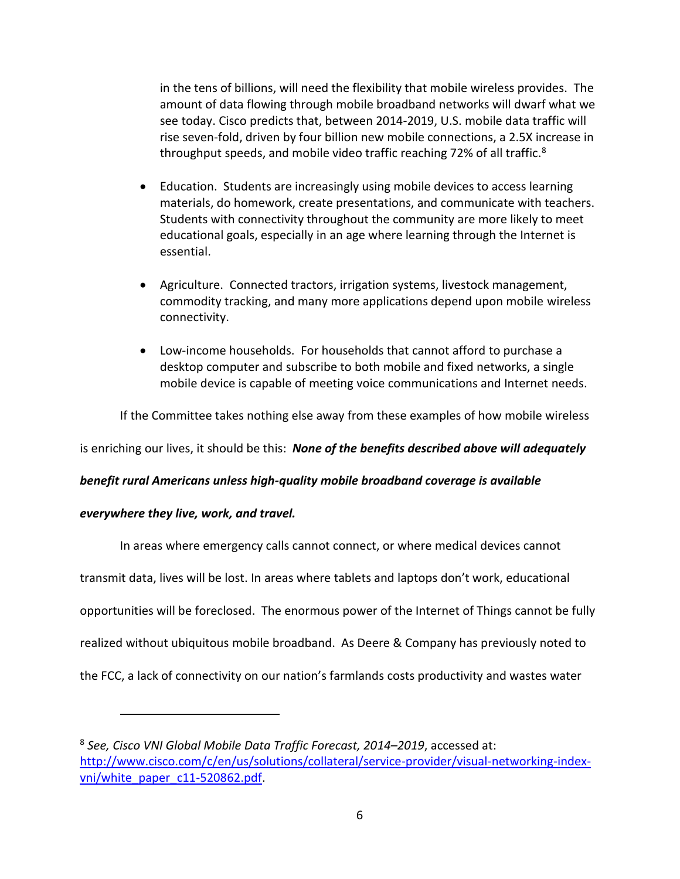in the tens of billions, will need the flexibility that mobile wireless provides. The amount of data flowing through mobile broadband networks will dwarf what we see today. Cisco predicts that, between 2014-2019, U.S. mobile data traffic will rise seven-fold, driven by four billion new mobile connections, a 2.5X increase in throughput speeds, and mobile video traffic reaching 72% of all traffic.[8]

- Education. Students are increasingly using mobile devices to access learning materials, do homework, create presentations, and communicate with teachers. Students with connectivity throughout the community are more likely to meet educational goals, especially in an age where learning through the Internet is essential.

- Agriculture. Connected tractors, irrigation systems, livestock management, commodity tracking, and many more applications depend upon mobile wireless connectivity.

- Low-income households. For households that cannot afford to purchase a desktop computer and subscribe to both mobile and fixed networks, a single mobile device is capable of meeting voice communications and Internet needs.

If the Committee takes nothing else away from these examples of how mobile wireless is enriching our lives, it should be this: ***None of the benefits described above will adequately benefit rural Americans unless high-quality mobile broadband coverage is available everywhere they live, work, and travel.***

In areas where emergency calls cannot connect, or where medical devices cannot transmit data, lives will be lost. In areas where tablets and laptops don't work, educational opportunities will be foreclosed. The enormous power of the Internet of Things cannot be fully realized without ubiquitous mobile broadband. As Deere & Company has previously noted to the FCC, a lack of connectivity on our nation's farmlands costs productivity and wastes water

---

[8] *See, Cisco VNI Global Mobile Data Traffic Forecast, 2014–2019*, accessed at: [http://www.cisco.com/c/en/us/solutions/collateral/service-provider/visual-networking-index-vni/white_paper_c11-520862.pdf](http://www.cisco.com/c/en/us/solutions/collateral/service-provider/visual-networking-index-vni/white_paper_c11-520862.pdf).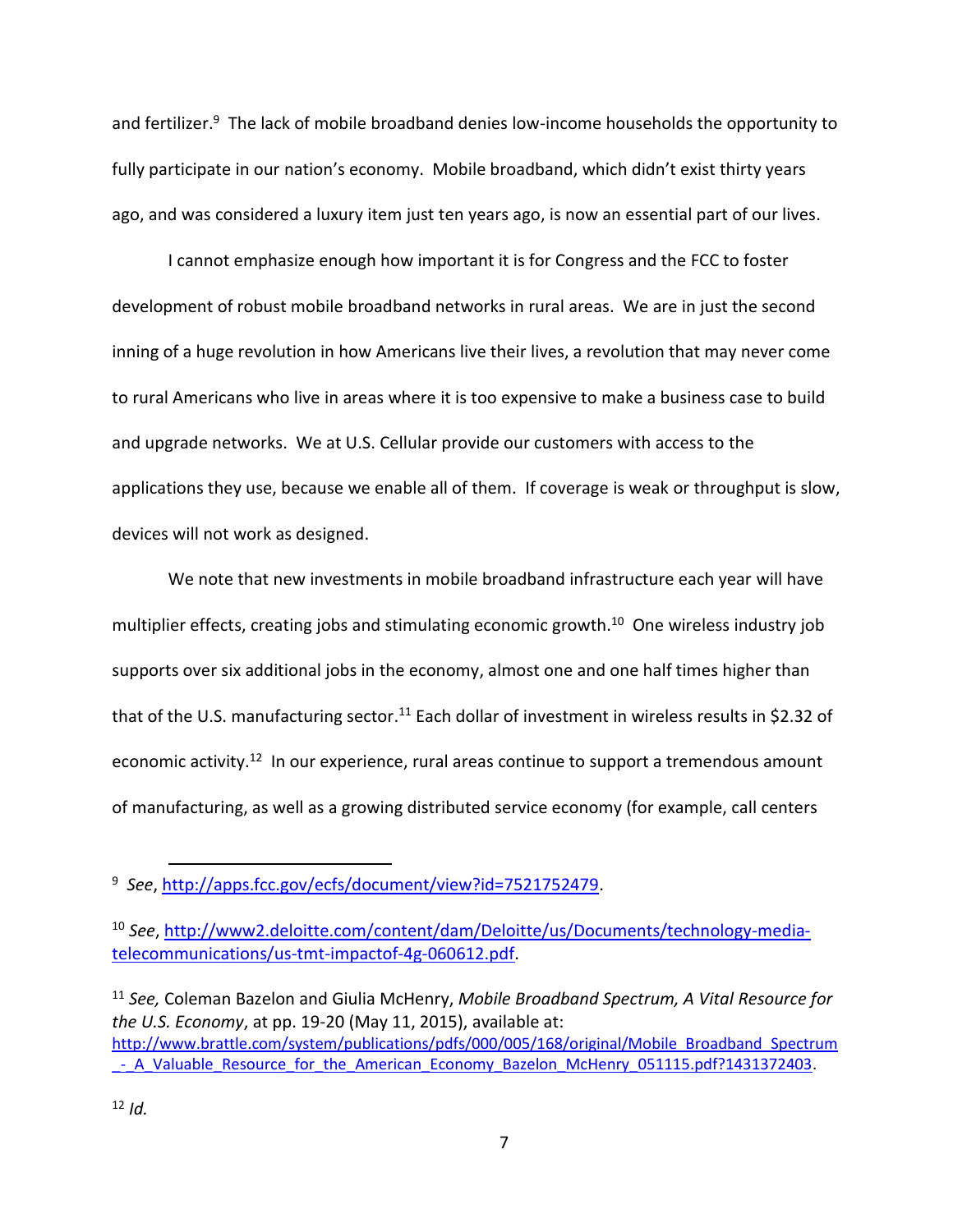and fertilizer.[9] The lack of mobile broadband denies low-income households the opportunity to fully participate in our nation's economy. Mobile broadband, which didn't exist thirty years ago, and was considered a luxury item just ten years ago, is now an essential part of our lives.

I cannot emphasize enough how important it is for Congress and the FCC to foster development of robust mobile broadband networks in rural areas. We are in just the second inning of a huge revolution in how Americans live their lives, a revolution that may never come to rural Americans who live in areas where it is too expensive to make a business case to build and upgrade networks. We at U.S. Cellular provide our customers with access to the applications they use, because we enable all of them. If coverage is weak or throughput is slow, devices will not work as designed.

We note that new investments in mobile broadband infrastructure each year will have multiplier effects, creating jobs and stimulating economic growth.[10] One wireless industry job supports over six additional jobs in the economy, almost one and one half times higher than that of the U.S. manufacturing sector.[11] Each dollar of investment in wireless results in $2.32 of economic activity.[12] In our experience, rural areas continue to support a tremendous amount of manufacturing, as well as a growing distributed service economy (for example, call centers

---

[9] *See*, http://apps.fcc.gov/ecfs/document/view?id=7521752479.

[10] *See*, http://www2.deloitte.com/content/dam/Deloitte/us/Documents/technology-media-telecommunications/us-tmt-impactof-4g-060612.pdf.

[11] *See,* Coleman Bazelon and Giulia McHenry, *Mobile Broadband Spectrum, A Vital Resource for the U.S. Economy*, at pp. 19-20 (May 11, 2015), available at: http://www.brattle.com/system/publications/pdfs/000/005/168/original/Mobile_Broadband_Spectrum_-_A_Valuable_Resource_for_the_American_Economy_Bazelon_McHenry_051115.pdf?1431372403.

[12] *Id.*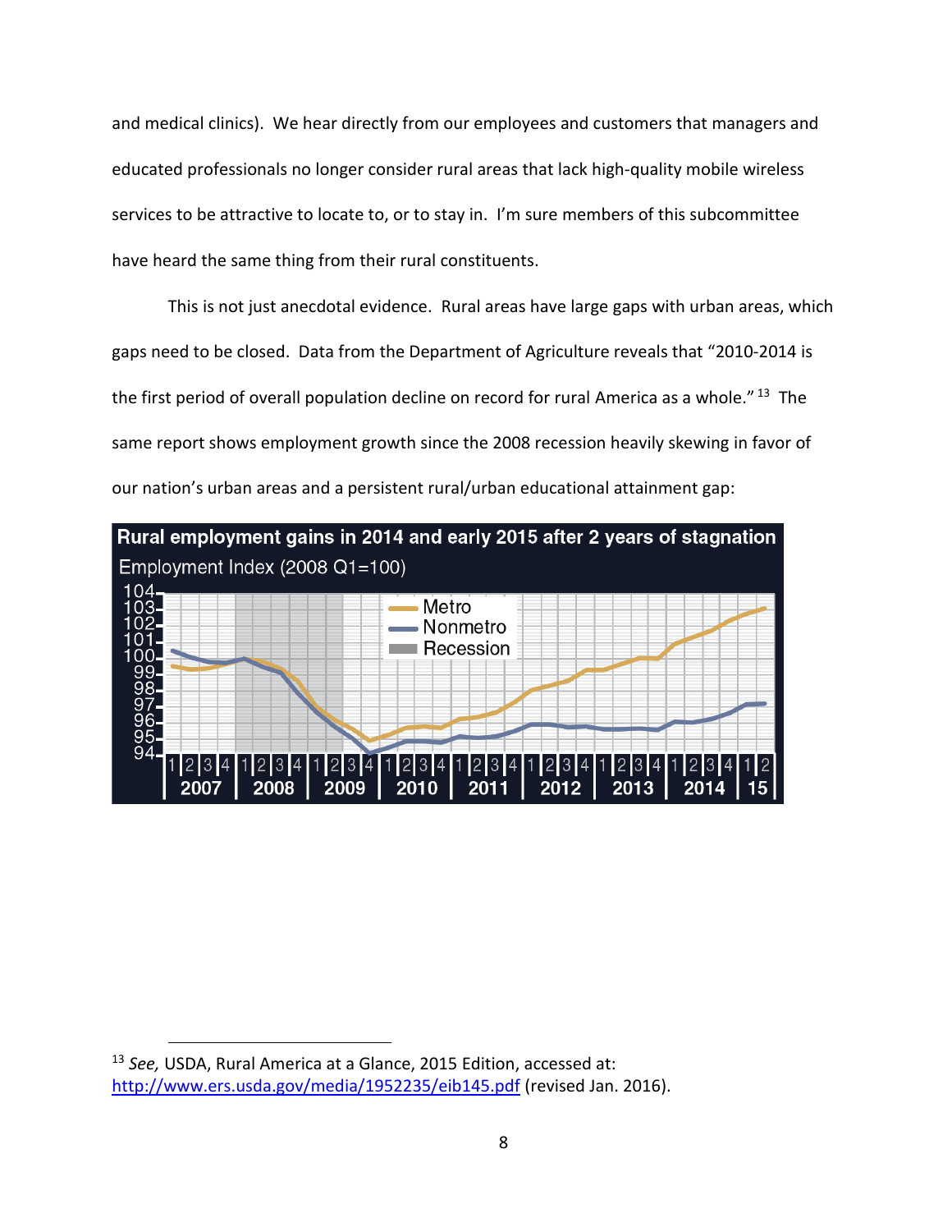and medical clinics). We hear directly from our employees and customers that managers and educated professionals no longer consider rural areas that lack high-quality mobile wireless services to be attractive to locate to, or to stay in. I'm sure members of this subcommittee have heard the same thing from their rural constituents.

This is not just anecdotal evidence. Rural areas have large gaps with urban areas, which gaps need to be closed. Data from the Department of Agriculture reveals that "2010-2014 is the first period of overall population decline on record for rural America as a whole." [13] The same report shows employment growth since the 2008 recession heavily skewing in favor of our nation's urban areas and a persistent rural/urban educational attainment gap:

**Rural employment gains in 2014 and early 2015 after 2 years of stagnation**

Employment Index (2008 Q1=100)

---

[13] *See,* USDA, Rural America at a Glance, 2015 Edition, accessed at: http://www.ers.usda.gov/media/1952235/eib145.pdf (revised Jan. 2016).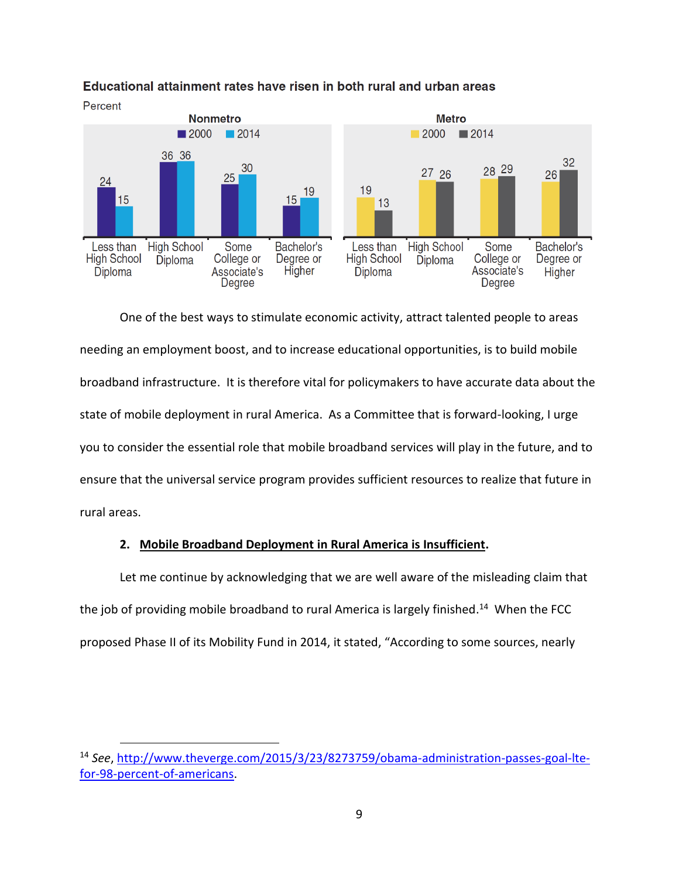**Educational attainment rates have risen in both rural and urban areas**

Percent

| | Nonmetro 2000 | Nonmetro 2014 | Metro 2000 | Metro 2014 |
|---|---|---|---|---|
| Less than High School Diploma | 24 | 15 | 19 | 13 |
| High School Diploma | 36 | 36 | 27 | 26 |
| Some College or Associate's Degree | 25 | 30 | 28 | 29 |
| Bachelor's Degree or Higher | 15 | 19 | 26 | 32 |

One of the best ways to stimulate economic activity, attract talented people to areas needing an employment boost, and to increase educational opportunities, is to build mobile broadband infrastructure. It is therefore vital for policymakers to have accurate data about the state of mobile deployment in rural America. As a Committee that is forward-looking, I urge you to consider the essential role that mobile broadband services will play in the future, and to ensure that the universal service program provides sufficient resources to realize that future in rural areas.

**2. <u>Mobile Broadband Deployment in Rural America is Insufficient</u>.**

Let me continue by acknowledging that we are well aware of the misleading claim that the job of providing mobile broadband to rural America is largely finished.[14] When the FCC proposed Phase II of its Mobility Fund in 2014, it stated, "According to some sources, nearly

---

[14] *See*, http://www.theverge.com/2015/3/23/8273759/obama-administration-passes-goal-lte-for-98-percent-of-americans.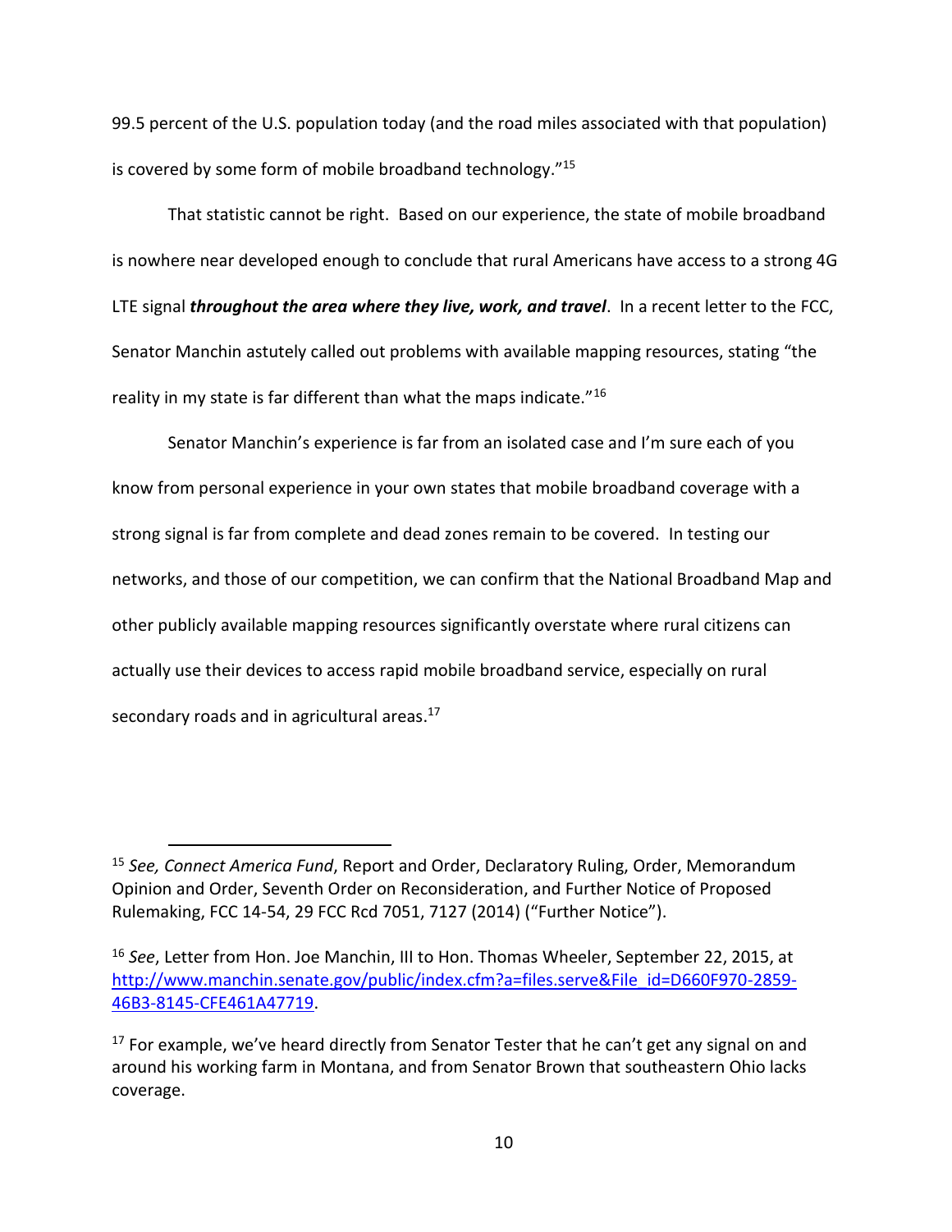99.5 percent of the U.S. population today (and the road miles associated with that population) is covered by some form of mobile broadband technology."[15]

That statistic cannot be right. Based on our experience, the state of mobile broadband is nowhere near developed enough to conclude that rural Americans have access to a strong 4G LTE signal ***throughout the area where they live, work, and travel***. In a recent letter to the FCC, Senator Manchin astutely called out problems with available mapping resources, stating "the reality in my state is far different than what the maps indicate."[16]

Senator Manchin's experience is far from an isolated case and I'm sure each of you know from personal experience in your own states that mobile broadband coverage with a strong signal is far from complete and dead zones remain to be covered. In testing our networks, and those of our competition, we can confirm that the National Broadband Map and other publicly available mapping resources significantly overstate where rural citizens can actually use their devices to access rapid mobile broadband service, especially on rural secondary roads and in agricultural areas.[17]

---

[15] *See, Connect America Fund*, Report and Order, Declaratory Ruling, Order, Memorandum Opinion and Order, Seventh Order on Reconsideration, and Further Notice of Proposed Rulemaking, FCC 14-54, 29 FCC Rcd 7051, 7127 (2014) ("Further Notice").

[16] *See*, Letter from Hon. Joe Manchin, III to Hon. Thomas Wheeler, September 22, 2015, at http://www.manchin.senate.gov/public/index.cfm?a=files.serve&File_id=D660F970-2859-46B3-8145-CFE461A47719.

[17] For example, we've heard directly from Senator Tester that he can't get any signal on and around his working farm in Montana, and from Senator Brown that southeastern Ohio lacks coverage.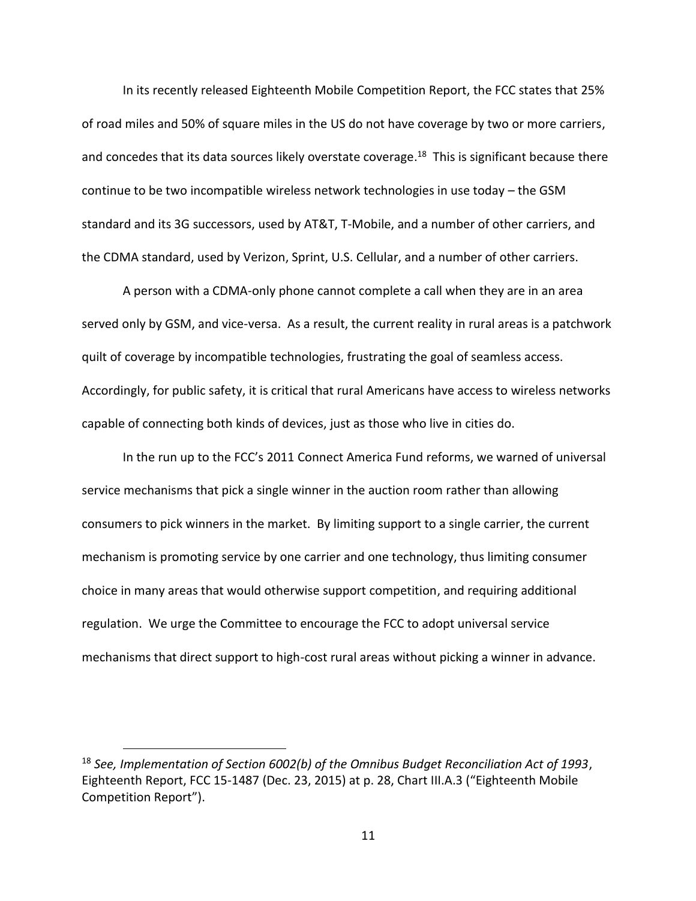In its recently released Eighteenth Mobile Competition Report, the FCC states that 25% of road miles and 50% of square miles in the US do not have coverage by two or more carriers, and concedes that its data sources likely overstate coverage.[18] This is significant because there continue to be two incompatible wireless network technologies in use today – the GSM standard and its 3G successors, used by AT&T, T-Mobile, and a number of other carriers, and the CDMA standard, used by Verizon, Sprint, U.S. Cellular, and a number of other carriers.

A person with a CDMA-only phone cannot complete a call when they are in an area served only by GSM, and vice-versa. As a result, the current reality in rural areas is a patchwork quilt of coverage by incompatible technologies, frustrating the goal of seamless access. Accordingly, for public safety, it is critical that rural Americans have access to wireless networks capable of connecting both kinds of devices, just as those who live in cities do.

In the run up to the FCC's 2011 Connect America Fund reforms, we warned of universal service mechanisms that pick a single winner in the auction room rather than allowing consumers to pick winners in the market. By limiting support to a single carrier, the current mechanism is promoting service by one carrier and one technology, thus limiting consumer choice in many areas that would otherwise support competition, and requiring additional regulation. We urge the Committee to encourage the FCC to adopt universal service mechanisms that direct support to high-cost rural areas without picking a winner in advance.

---

[18] *See, Implementation of Section 6002(b) of the Omnibus Budget Reconciliation Act of 1993*, Eighteenth Report, FCC 15-1487 (Dec. 23, 2015) at p. 28, Chart III.A.3 ("Eighteenth Mobile Competition Report").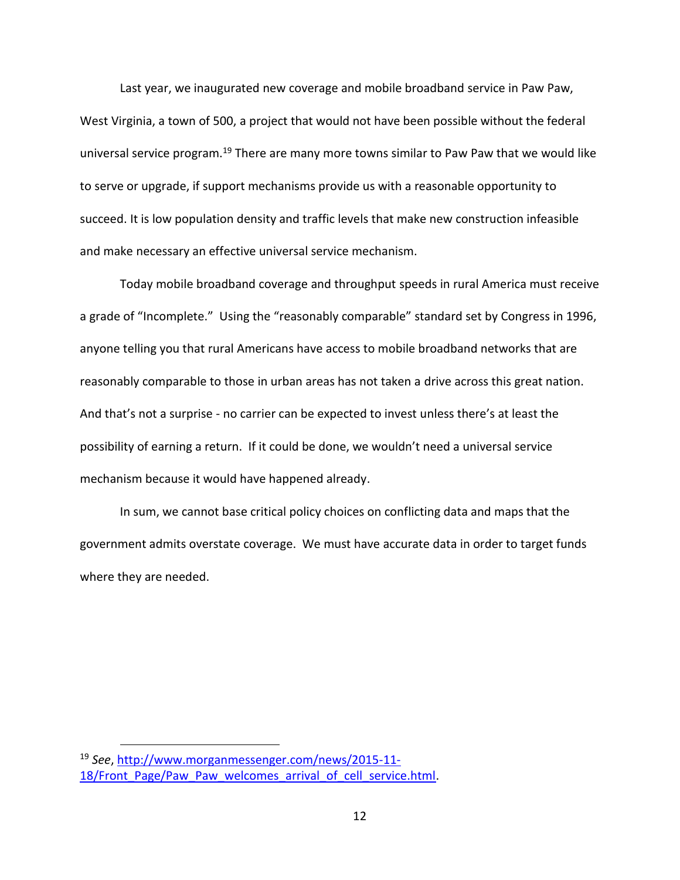Last year, we inaugurated new coverage and mobile broadband service in Paw Paw, West Virginia, a town of 500, a project that would not have been possible without the federal universal service program.[19] There are many more towns similar to Paw Paw that we would like to serve or upgrade, if support mechanisms provide us with a reasonable opportunity to succeed. It is low population density and traffic levels that make new construction infeasible and make necessary an effective universal service mechanism.

Today mobile broadband coverage and throughput speeds in rural America must receive a grade of "Incomplete." Using the "reasonably comparable" standard set by Congress in 1996, anyone telling you that rural Americans have access to mobile broadband networks that are reasonably comparable to those in urban areas has not taken a drive across this great nation. And that's not a surprise - no carrier can be expected to invest unless there's at least the possibility of earning a return. If it could be done, we wouldn't need a universal service mechanism because it would have happened already.

In sum, we cannot base critical policy choices on conflicting data and maps that the government admits overstate coverage. We must have accurate data in order to target funds where they are needed.

---

[19] *See*, [http://www.morganmessenger.com/news/2015-11-18/Front_Page/Paw_Paw_welcomes_arrival_of_cell_service.html](http://www.morganmessenger.com/news/2015-11-18/Front_Page/Paw_Paw_welcomes_arrival_of_cell_service.html).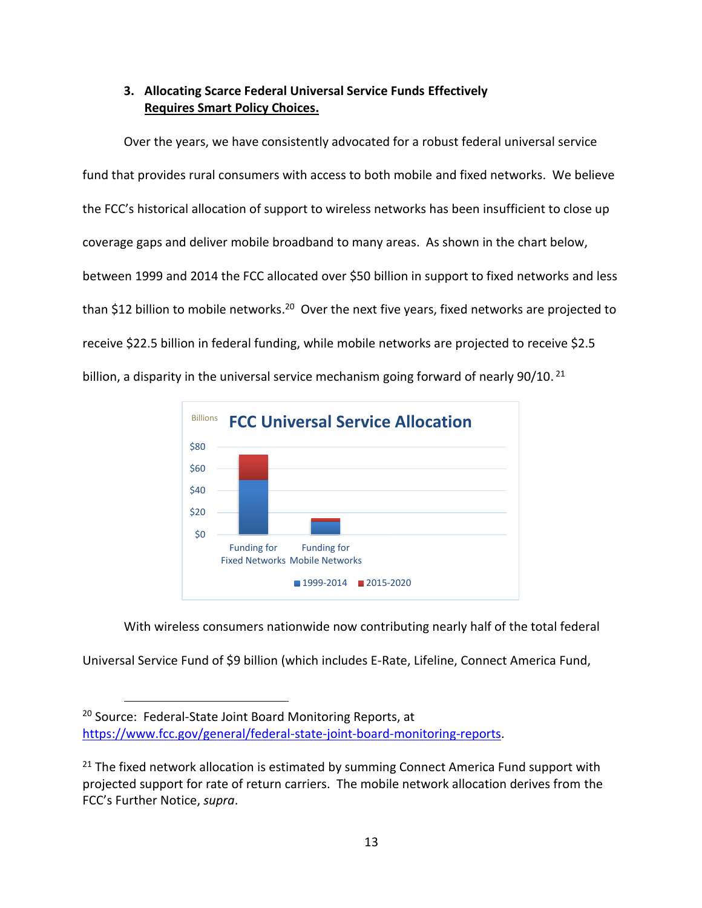### 3. Allocating Scarce Federal Universal Service Funds Effectively <u>Requires Smart Policy Choices.</u>

Over the years, we have consistently advocated for a robust federal universal service fund that provides rural consumers with access to both mobile and fixed networks. We believe the FCC's historical allocation of support to wireless networks has been insufficient to close up coverage gaps and deliver mobile broadband to many areas. As shown in the chart below, between 1999 and 2014 the FCC allocated over $50 billion in support to fixed networks and less than $12 billion to mobile networks.[20] Over the next five years, fixed networks are projected to receive $22.5 billion in federal funding, while mobile networks are projected to receive $2.5 billion, a disparity in the universal service mechanism going forward of nearly 90/10.[21]

With wireless consumers nationwide now contributing nearly half of the total federal Universal Service Fund of $9 billion (which includes E-Rate, Lifeline, Connect America Fund,

---

[20] Source: Federal-State Joint Board Monitoring Reports, at https://www.fcc.gov/general/federal-state-joint-board-monitoring-reports.

[21] The fixed network allocation is estimated by summing Connect America Fund support with projected support for rate of return carriers. The mobile network allocation derives from the FCC's Further Notice, *supra*.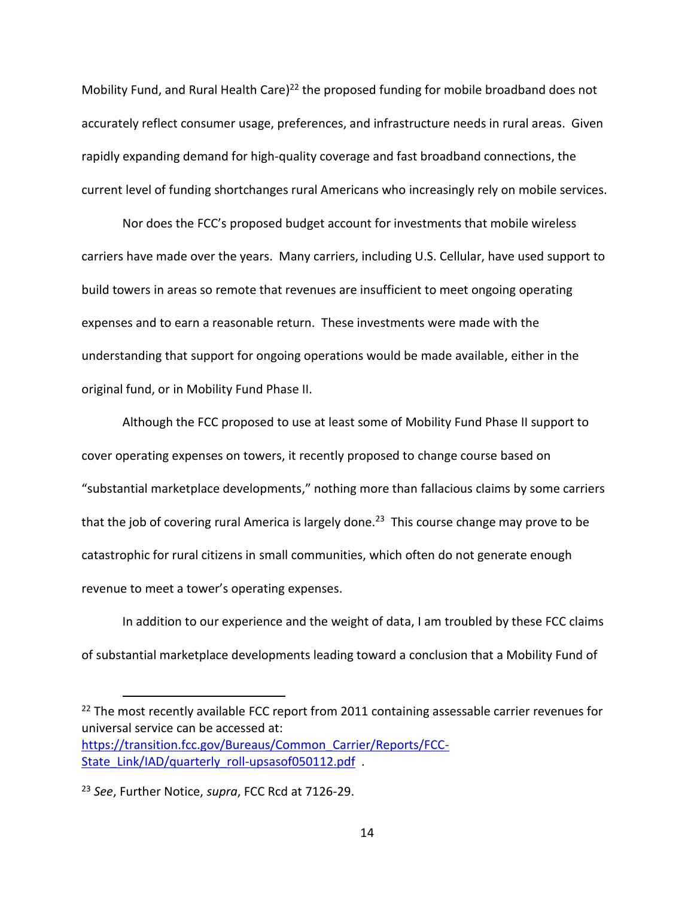Mobility Fund, and Rural Health Care)[22] the proposed funding for mobile broadband does not accurately reflect consumer usage, preferences, and infrastructure needs in rural areas. Given rapidly expanding demand for high-quality coverage and fast broadband connections, the current level of funding shortchanges rural Americans who increasingly rely on mobile services.

Nor does the FCC's proposed budget account for investments that mobile wireless carriers have made over the years. Many carriers, including U.S. Cellular, have used support to build towers in areas so remote that revenues are insufficient to meet ongoing operating expenses and to earn a reasonable return. These investments were made with the understanding that support for ongoing operations would be made available, either in the original fund, or in Mobility Fund Phase II.

Although the FCC proposed to use at least some of Mobility Fund Phase II support to cover operating expenses on towers, it recently proposed to change course based on "substantial marketplace developments," nothing more than fallacious claims by some carriers that the job of covering rural America is largely done.[23] This course change may prove to be catastrophic for rural citizens in small communities, which often do not generate enough revenue to meet a tower's operating expenses.

In addition to our experience and the weight of data, I am troubled by these FCC claims of substantial marketplace developments leading toward a conclusion that a Mobility Fund of

---

[22] The most recently available FCC report from 2011 containing assessable carrier revenues for universal service can be accessed at: [https://transition.fcc.gov/Bureaus/Common_Carrier/Reports/FCC-State_Link/IAD/quarterly_roll-upsasof050112.pdf](https://transition.fcc.gov/Bureaus/Common_Carrier/Reports/FCC-State_Link/IAD/quarterly_roll-upsasof050112.pdf) .

[23] *See*, Further Notice, *supra*, FCC Rcd at 7126-29.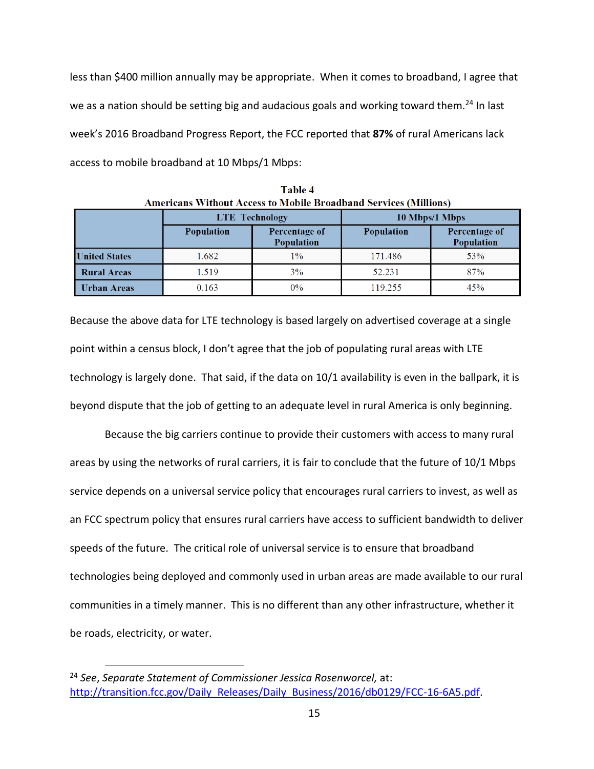less than $400 million annually may be appropriate. When it comes to broadband, I agree that we as a nation should be setting big and audacious goals and working toward them.[24] In last week's 2016 Broadband Progress Report, the FCC reported that **87%** of rural Americans lack access to mobile broadband at 10 Mbps/1 Mbps:

**Table 4**
**Americans Without Access to Mobile Broadband Services (Millions)**

| | LTE Technology | | 10 Mbps/1 Mbps | |
|---|---|---|---|---|
| | Population | Percentage of Population | Population | Percentage of Population |
| **United States** | 1.682 | 1% | 171.486 | 53% |
| **Rural Areas** | 1.519 | 3% | 52.231 | 87% |
| **Urban Areas** | 0.163 | 0% | 119.255 | 45% |

Because the above data for LTE technology is based largely on advertised coverage at a single point within a census block, I don't agree that the job of populating rural areas with LTE technology is largely done. That said, if the data on 10/1 availability is even in the ballpark, it is beyond dispute that the job of getting to an adequate level in rural America is only beginning.

Because the big carriers continue to provide their customers with access to many rural areas by using the networks of rural carriers, it is fair to conclude that the future of 10/1 Mbps service depends on a universal service policy that encourages rural carriers to invest, as well as an FCC spectrum policy that ensures rural carriers have access to sufficient bandwidth to deliver speeds of the future. The critical role of universal service is to ensure that broadband technologies being deployed and commonly used in urban areas are made available to our rural communities in a timely manner. This is no different than any other infrastructure, whether it be roads, electricity, or water.

---

[24] *See*, *Separate Statement of Commissioner Jessica Rosenworcel,* at: http://transition.fcc.gov/Daily_Releases/Daily_Business/2016/db0129/FCC-16-6A5.pdf.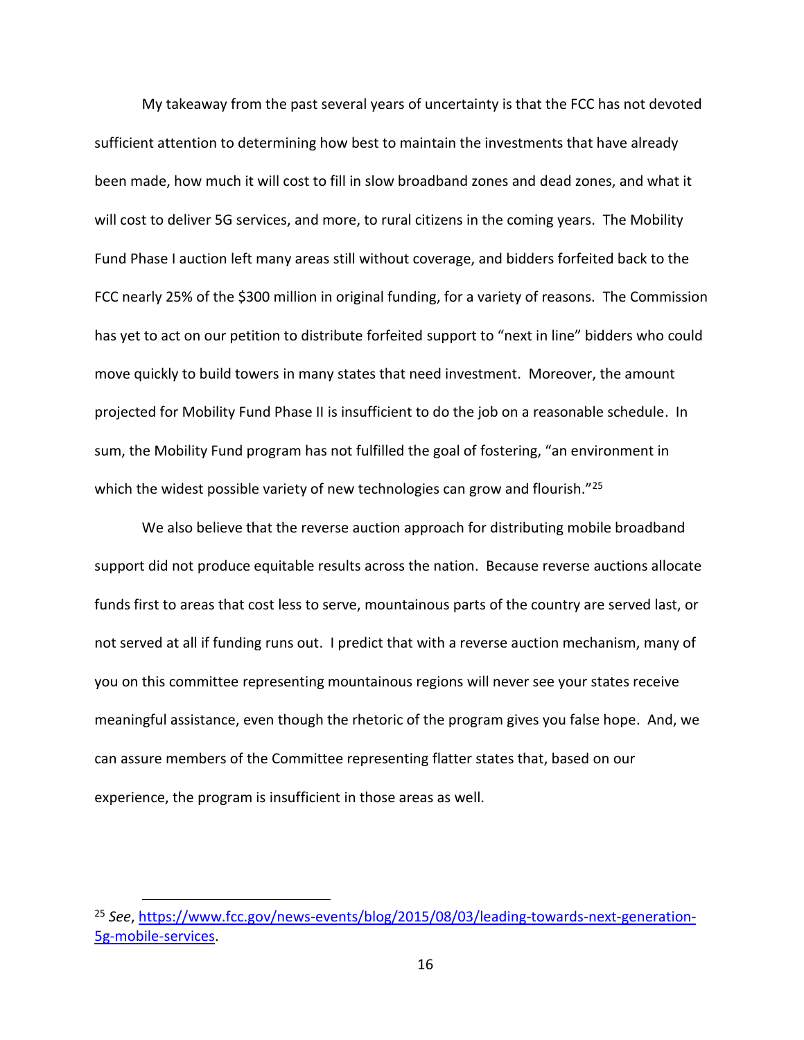My takeaway from the past several years of uncertainty is that the FCC has not devoted sufficient attention to determining how best to maintain the investments that have already been made, how much it will cost to fill in slow broadband zones and dead zones, and what it will cost to deliver 5G services, and more, to rural citizens in the coming years. The Mobility Fund Phase I auction left many areas still without coverage, and bidders forfeited back to the FCC nearly 25% of the $300 million in original funding, for a variety of reasons. The Commission has yet to act on our petition to distribute forfeited support to "next in line" bidders who could move quickly to build towers in many states that need investment. Moreover, the amount projected for Mobility Fund Phase II is insufficient to do the job on a reasonable schedule. In sum, the Mobility Fund program has not fulfilled the goal of fostering, "an environment in which the widest possible variety of new technologies can grow and flourish."[25]

We also believe that the reverse auction approach for distributing mobile broadband support did not produce equitable results across the nation. Because reverse auctions allocate funds first to areas that cost less to serve, mountainous parts of the country are served last, or not served at all if funding runs out. I predict that with a reverse auction mechanism, many of you on this committee representing mountainous regions will never see your states receive meaningful assistance, even though the rhetoric of the program gives you false hope. And, we can assure members of the Committee representing flatter states that, based on our experience, the program is insufficient in those areas as well.

---

[25] *See*, https://www.fcc.gov/news-events/blog/2015/08/03/leading-towards-next-generation-5g-mobile-services.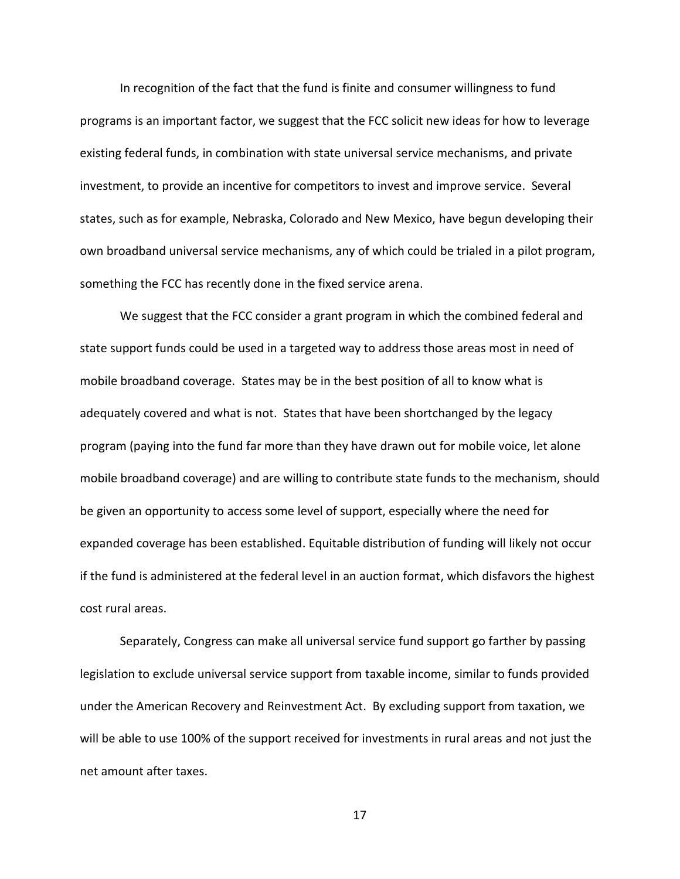In recognition of the fact that the fund is finite and consumer willingness to fund programs is an important factor, we suggest that the FCC solicit new ideas for how to leverage existing federal funds, in combination with state universal service mechanisms, and private investment, to provide an incentive for competitors to invest and improve service. Several states, such as for example, Nebraska, Colorado and New Mexico, have begun developing their own broadband universal service mechanisms, any of which could be trialed in a pilot program, something the FCC has recently done in the fixed service arena.

We suggest that the FCC consider a grant program in which the combined federal and state support funds could be used in a targeted way to address those areas most in need of mobile broadband coverage. States may be in the best position of all to know what is adequately covered and what is not. States that have been shortchanged by the legacy program (paying into the fund far more than they have drawn out for mobile voice, let alone mobile broadband coverage) and are willing to contribute state funds to the mechanism, should be given an opportunity to access some level of support, especially where the need for expanded coverage has been established. Equitable distribution of funding will likely not occur if the fund is administered at the federal level in an auction format, which disfavors the highest cost rural areas.

Separately, Congress can make all universal service fund support go farther by passing legislation to exclude universal service support from taxable income, similar to funds provided under the American Recovery and Reinvestment Act. By excluding support from taxation, we will be able to use 100% of the support received for investments in rural areas and not just the net amount after taxes.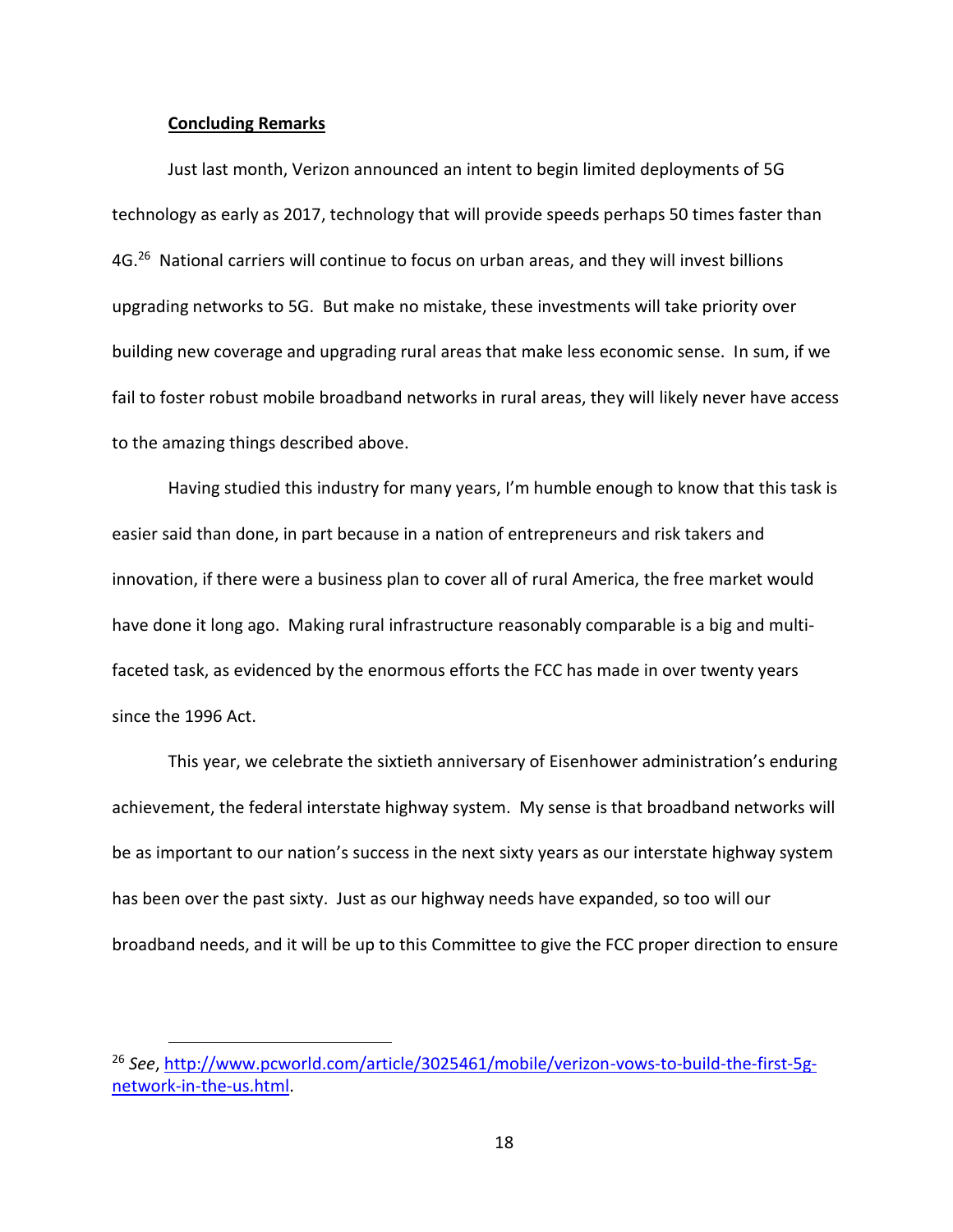**Concluding Remarks**

Just last month, Verizon announced an intent to begin limited deployments of 5G technology as early as 2017, technology that will provide speeds perhaps 50 times faster than 4G.[26] National carriers will continue to focus on urban areas, and they will invest billions upgrading networks to 5G. But make no mistake, these investments will take priority over building new coverage and upgrading rural areas that make less economic sense. In sum, if we fail to foster robust mobile broadband networks in rural areas, they will likely never have access to the amazing things described above.

Having studied this industry for many years, I'm humble enough to know that this task is easier said than done, in part because in a nation of entrepreneurs and risk takers and innovation, if there were a business plan to cover all of rural America, the free market would have done it long ago. Making rural infrastructure reasonably comparable is a big and multi-faceted task, as evidenced by the enormous efforts the FCC has made in over twenty years since the 1996 Act.

This year, we celebrate the sixtieth anniversary of Eisenhower administration's enduring achievement, the federal interstate highway system. My sense is that broadband networks will be as important to our nation's success in the next sixty years as our interstate highway system has been over the past sixty. Just as our highway needs have expanded, so too will our broadband needs, and it will be up to this Committee to give the FCC proper direction to ensure

---

[26] *See*, http://www.pcworld.com/article/3025461/mobile/verizon-vows-to-build-the-first-5g-network-in-the-us.html.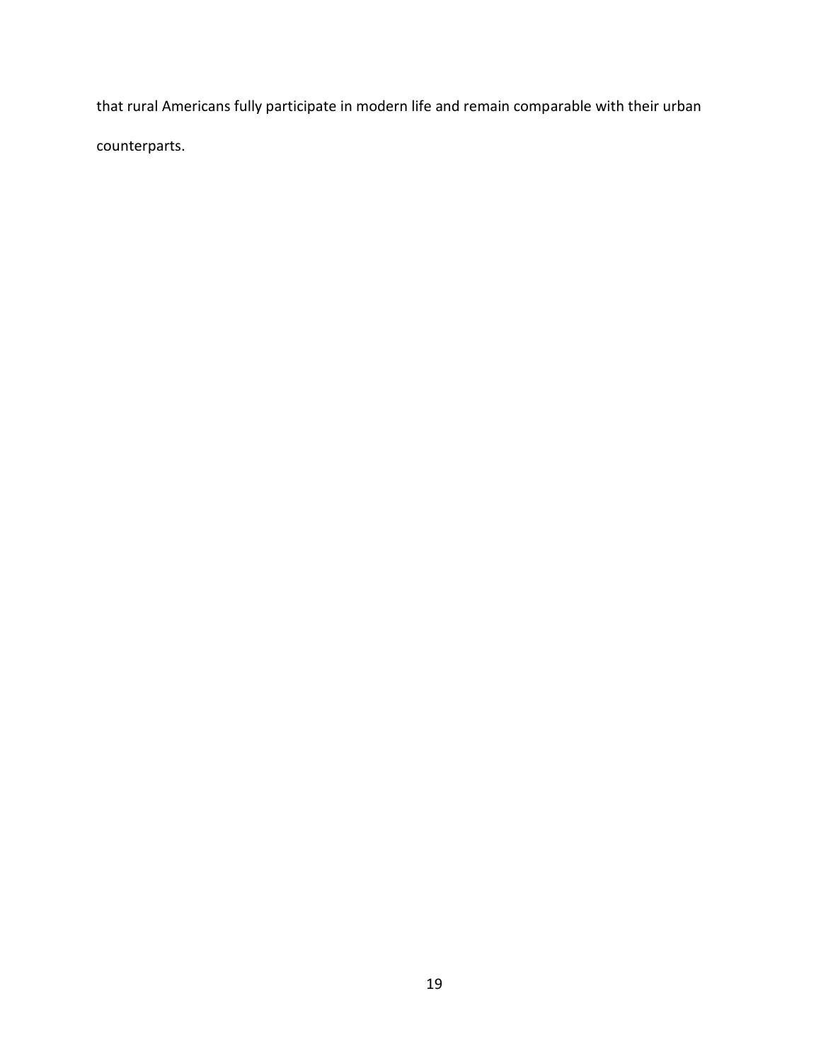that rural Americans fully participate in modern life and remain comparable with their urban counterparts.